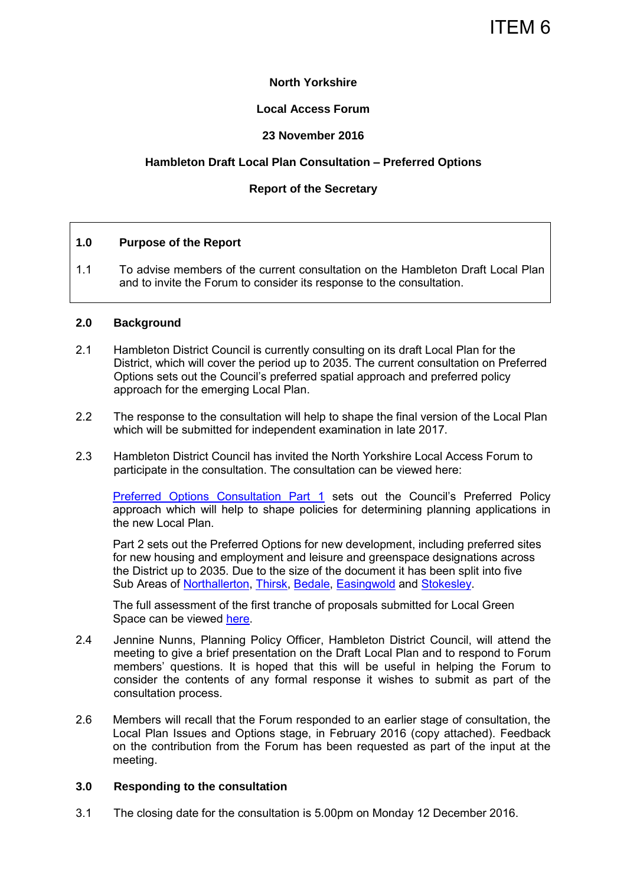ITEM 6

**North Yorkshire**

**Local Access Forum**

**23 November 2016**

**Hambleton Draft Local Plan Consultation – Preferred Options**

**Report of the Secretary**

## 1.0 Purpose of the Report

1.1 To advise members of the current consultation on the Hambleton Draft Local Plan and to invite the Forum to consider its response to the consultation.

## 2.0 Background

2.1 Hambleton District Council is currently consulting on its draft Local Plan for the District, which will cover the period up to 2035. The current consultation on Preferred Options sets out the Council's preferred spatial approach and preferred policy approach for the emerging Local Plan.

2.2 The response to the consultation will help to shape the final version of the Local Plan which will be submitted for independent examination in late 2017.

2.3 Hambleton District Council has invited the North Yorkshire Local Access Forum to participate in the consultation. The consultation can be viewed here:

Preferred Options Consultation Part 1 sets out the Council's Preferred Policy approach which will help to shape policies for determining planning applications in the new Local Plan.

Part 2 sets out the Preferred Options for new development, including preferred sites for new housing and employment and leisure and greenspace designations across the District up to 2035. Due to the size of the document it has been split into five Sub Areas of Northallerton, Thirsk, Bedale, Easingwold and Stokesley.

The full assessment of the first tranche of proposals submitted for Local Green Space can be viewed here.

2.4 Jennine Nunns, Planning Policy Officer, Hambleton District Council, will attend the meeting to give a brief presentation on the Draft Local Plan and to respond to Forum members' questions. It is hoped that this will be useful in helping the Forum to consider the contents of any formal response it wishes to submit as part of the consultation process.

2.6 Members will recall that the Forum responded to an earlier stage of consultation, the Local Plan Issues and Options stage, in February 2016 (copy attached). Feedback on the contribution from the Forum has been requested as part of the input at the meeting.

## 3.0 Responding to the consultation

3.1 The closing date for the consultation is 5.00pm on Monday 12 December 2016.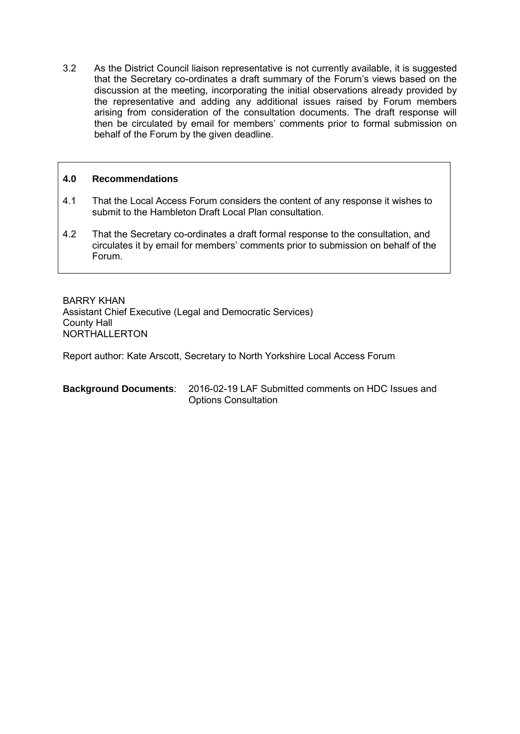3.2 As the District Council liaison representative is not currently available, it is suggested that the Secretary co-ordinates a draft summary of the Forum's views based on the discussion at the meeting, incorporating the initial observations already provided by the representative and adding any additional issues raised by Forum members arising from consideration of the consultation documents. The draft response will then be circulated by email for members' comments prior to formal submission on behalf of the Forum by the given deadline.

## 4.0 Recommendations

4.1 That the Local Access Forum considers the content of any response it wishes to submit to the Hambleton Draft Local Plan consultation.

4.2 That the Secretary co-ordinates a draft formal response to the consultation, and circulates it by email for members' comments prior to submission on behalf of the Forum.

BARRY KHAN
Assistant Chief Executive (Legal and Democratic Services)
County Hall
NORTHALLERTON

Report author: Kate Arscott, Secretary to North Yorkshire Local Access Forum

**Background Documents**: 2016-02-19 LAF Submitted comments on HDC Issues and Options Consultation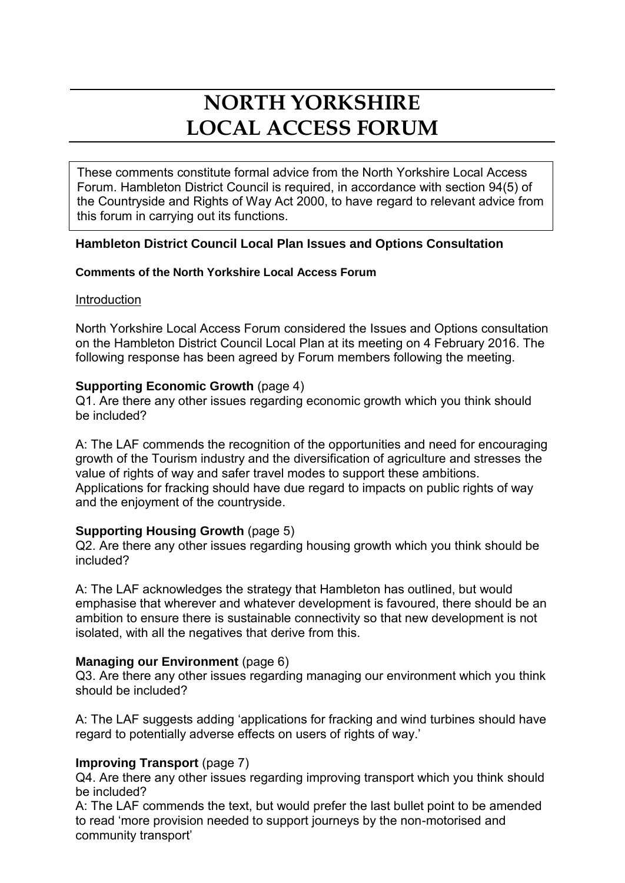# NORTH YORKSHIRE LOCAL ACCESS FORUM

These comments constitute formal advice from the North Yorkshire Local Access Forum. Hambleton District Council is required, in accordance with section 94(5) of the Countryside and Rights of Way Act 2000, to have regard to relevant advice from this forum in carrying out its functions.

**Hambleton District Council Local Plan Issues and Options Consultation**

**Comments of the North Yorkshire Local Access Forum**

Introduction

North Yorkshire Local Access Forum considered the Issues and Options consultation on the Hambleton District Council Local Plan at its meeting on 4 February 2016. The following response has been agreed by Forum members following the meeting.

**Supporting Economic Growth** (page 4)
Q1. Are there any other issues regarding economic growth which you think should be included?

A: The LAF commends the recognition of the opportunities and need for encouraging growth of the Tourism industry and the diversification of agriculture and stresses the value of rights of way and safer travel modes to support these ambitions. Applications for fracking should have due regard to impacts on public rights of way and the enjoyment of the countryside.

**Supporting Housing Growth** (page 5)
Q2. Are there any other issues regarding housing growth which you think should be included?

A: The LAF acknowledges the strategy that Hambleton has outlined, but would emphasise that wherever and whatever development is favoured, there should be an ambition to ensure there is sustainable connectivity so that new development is not isolated, with all the negatives that derive from this.

**Managing our Environment** (page 6)
Q3. Are there any other issues regarding managing our environment which you think should be included?

A: The LAF suggests adding 'applications for fracking and wind turbines should have regard to potentially adverse effects on users of rights of way.'

**Improving Transport** (page 7)
Q4. Are there any other issues regarding improving transport which you think should be included?
A: The LAF commends the text, but would prefer the last bullet point to be amended to read 'more provision needed to support journeys by the non-motorised and community transport'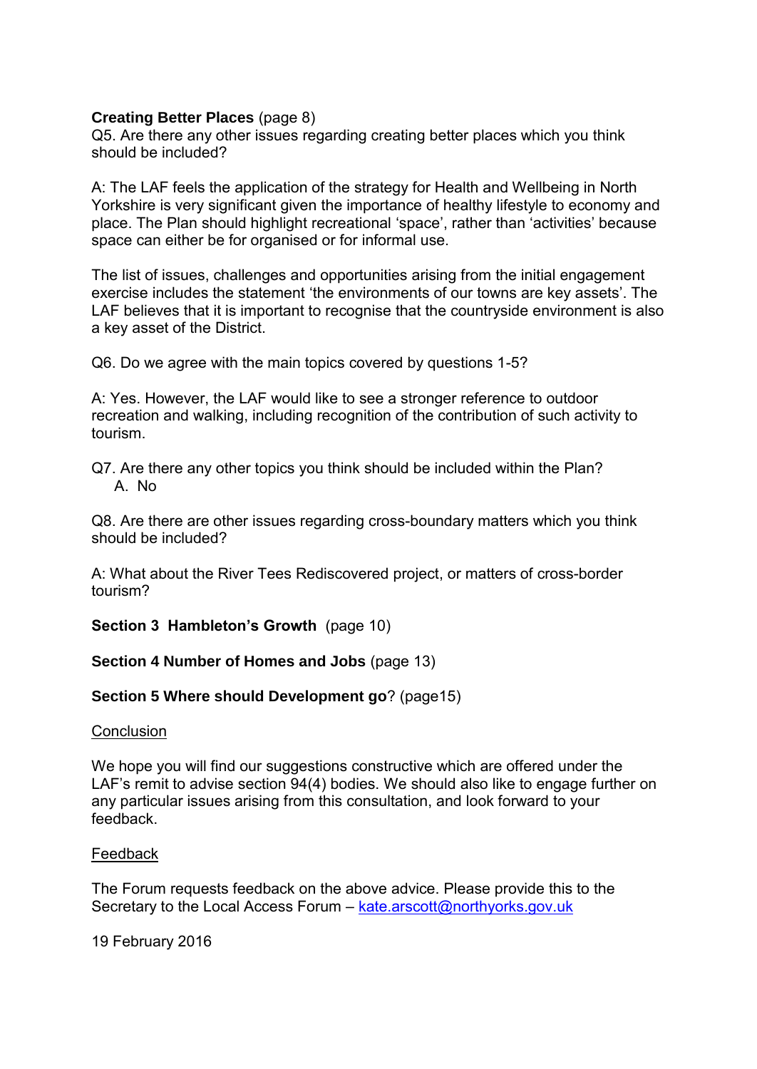**Creating Better Places** (page 8)
Q5. Are there any other issues regarding creating better places which you think should be included?

A: The LAF feels the application of the strategy for Health and Wellbeing in North Yorkshire is very significant given the importance of healthy lifestyle to economy and place. The Plan should highlight recreational 'space', rather than 'activities' because space can either be for organised or for informal use.

The list of issues, challenges and opportunities arising from the initial engagement exercise includes the statement 'the environments of our towns are key assets'. The LAF believes that it is important to recognise that the countryside environment is also a key asset of the District.

Q6. Do we agree with the main topics covered by questions 1-5?

A: Yes. However, the LAF would like to see a stronger reference to outdoor recreation and walking, including recognition of the contribution of such activity to tourism.

Q7. Are there any other topics you think should be included within the Plan?

A. No

Q8. Are there are other issues regarding cross-boundary matters which you think should be included?

A: What about the River Tees Rediscovered project, or matters of cross-border tourism?

**Section 3 Hambleton's Growth** (page 10)

**Section 4 Number of Homes and Jobs** (page 13)

**Section 5 Where should Development go**? (page15)

Conclusion

We hope you will find our suggestions constructive which are offered under the LAF's remit to advise section 94(4) bodies. We should also like to engage further on any particular issues arising from this consultation, and look forward to your feedback.

Feedback

The Forum requests feedback on the above advice. Please provide this to the Secretary to the Local Access Forum – kate.arscott@northyorks.gov.uk

19 February 2016